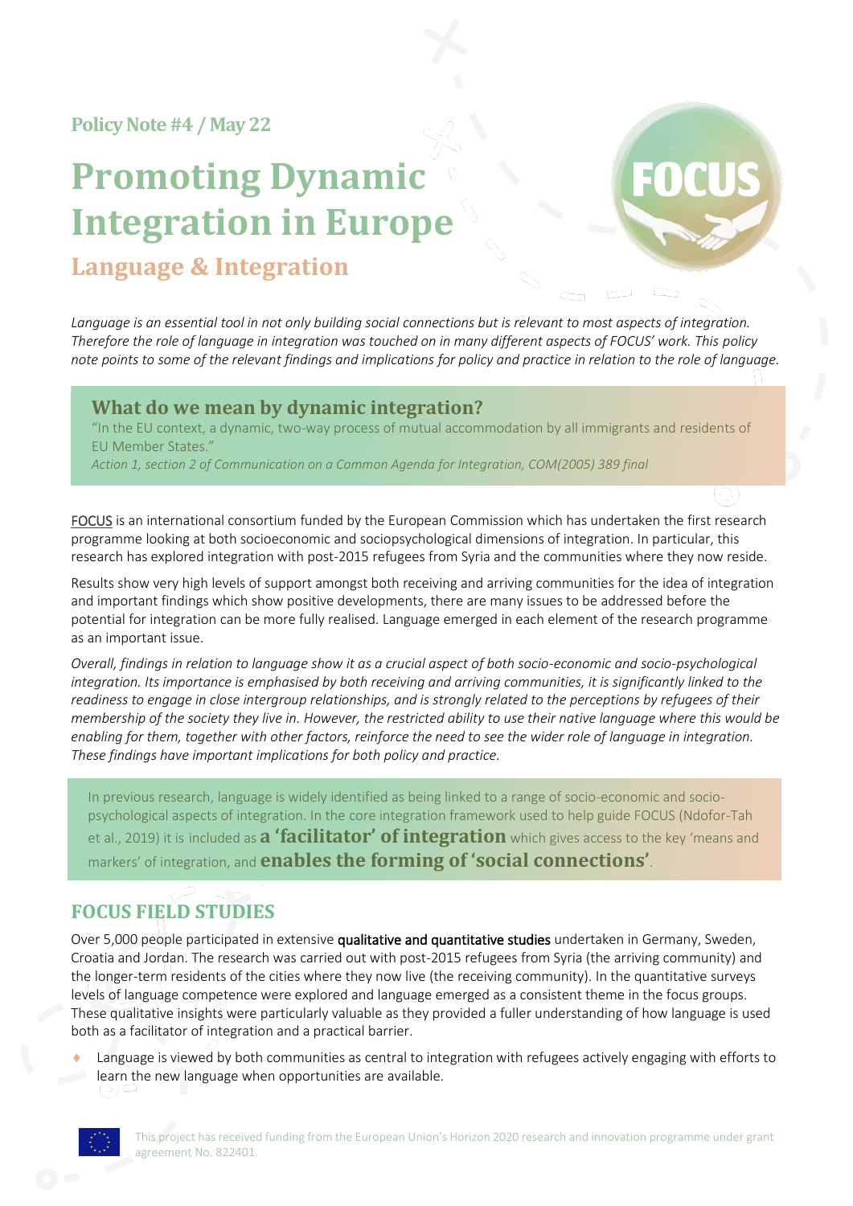Policy Note #4 / May 22

# Promoting Dynamic Integration in Europe

## Language & Integration

*Language is an essential tool in not only building social connections but is relevant to most aspects of integration. Therefore the role of language in integration was touched on in many different aspects of FOCUS' work. This policy note points to some of the relevant findings and implications for policy and practice in relation to the role of language.*

### What do we mean by dynamic integration?

"In the EU context, a dynamic, two-way process of mutual accommodation by all immigrants and residents of EU Member States."

*Action 1, section 2 of Communication on a Common Agenda for Integration, COM(2005) 389 final*

FOCUS is an international consortium funded by the European Commission which has undertaken the first research programme looking at both socioeconomic and sociopsychological dimensions of integration. In particular, this research has explored integration with post-2015 refugees from Syria and the communities where they now reside.

Results show very high levels of support amongst both receiving and arriving communities for the idea of integration and important findings which show positive developments, there are many issues to be addressed before the potential for integration can be more fully realised. Language emerged in each element of the research programme as an important issue.

*Overall, findings in relation to language show it as a crucial aspect of both socio-economic and socio-psychological integration. Its importance is emphasised by both receiving and arriving communities, it is significantly linked to the readiness to engage in close intergroup relationships, and is strongly related to the perceptions by refugees of their membership of the society they live in. However, the restricted ability to use their native language where this would be enabling for them, together with other factors, reinforce the need to see the wider role of language in integration. These findings have important implications for both policy and practice.*

In previous research, language is widely identified as being linked to a range of socio-economic and socio-psychological aspects of integration. In the core integration framework used to help guide FOCUS (Ndofor-Tah et al., 2019) it is included as **a 'facilitator' of integration** which gives access to the key 'means and markers' of integration, and **enables the forming of 'social connections'**.

## FOCUS FIELD STUDIES

Over 5,000 people participated in extensive **qualitative and quantitative studies** undertaken in Germany, Sweden, Croatia and Jordan. The research was carried out with post-2015 refugees from Syria (the arriving community) and the longer-term residents of the cities where they now live (the receiving community). In the quantitative surveys levels of language competence were explored and language emerged as a consistent theme in the focus groups. These qualitative insights were particularly valuable as they provided a fuller understanding of how language is used both as a facilitator of integration and a practical barrier.

- Language is viewed by both communities as central to integration with refugees actively engaging with efforts to learn the new language when opportunities are available.

This project has received funding from the European Union's Horizon 2020 research and innovation programme under grant agreement No. 822401.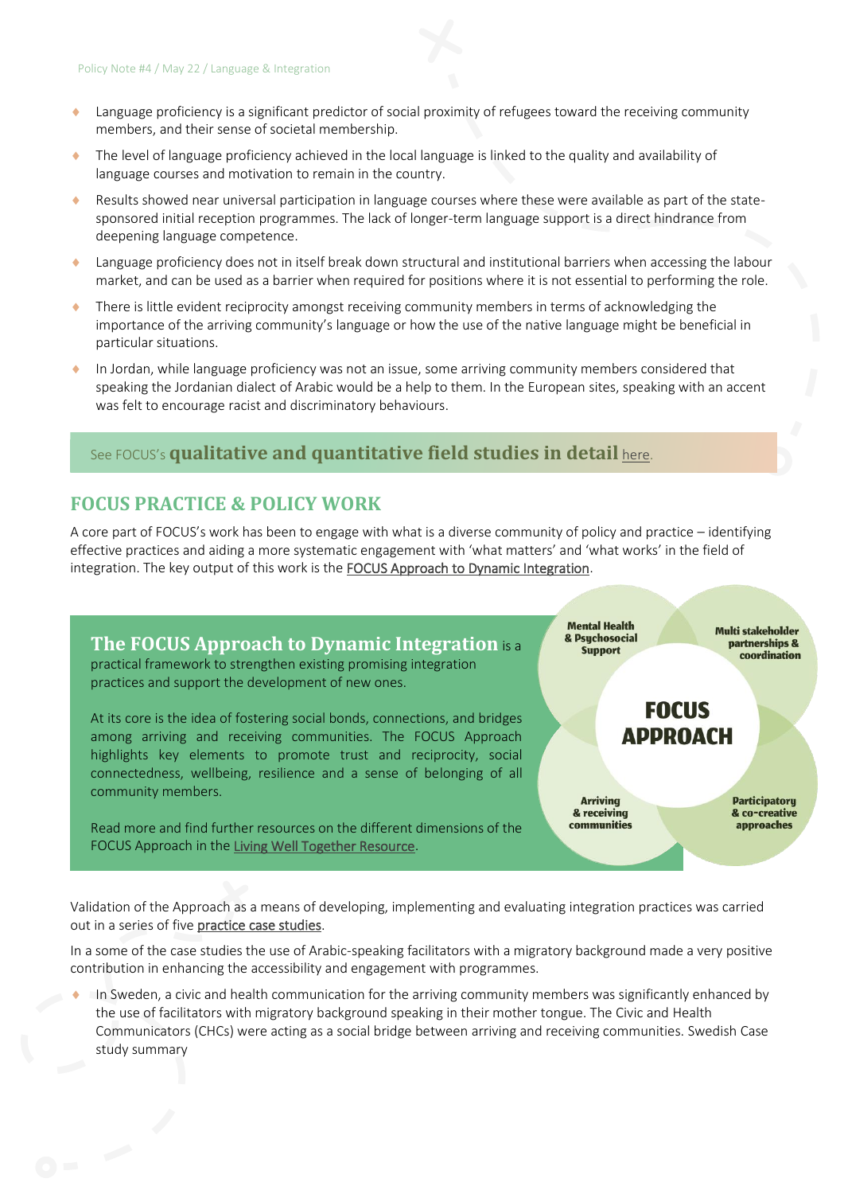- Language proficiency is a significant predictor of social proximity of refugees toward the receiving community members, and their sense of societal membership.
- The level of language proficiency achieved in the local language is linked to the quality and availability of language courses and motivation to remain in the country.
- Results showed near universal participation in language courses where these were available as part of the state-sponsored initial reception programmes. The lack of longer-term language support is a direct hindrance from deepening language competence.
- Language proficiency does not in itself break down structural and institutional barriers when accessing the labour market, and can be used as a barrier when required for positions where it is not essential to performing the role.
- There is little evident reciprocity amongst receiving community members in terms of acknowledging the importance of the arriving community's language or how the use of the native language might be beneficial in particular situations.
- In Jordan, while language proficiency was not an issue, some arriving community members considered that speaking the Jordanian dialect of Arabic would be a help to them. In the European sites, speaking with an accent was felt to encourage racist and discriminatory behaviours.

See FOCUS's **qualitative and quantitative field studies in detail** here.

## FOCUS PRACTICE & POLICY WORK

A core part of FOCUS's work has been to engage with what is a diverse community of policy and practice – identifying effective practices and aiding a more systematic engagement with 'what matters' and 'what works' in the field of integration. The key output of this work is the FOCUS Approach to Dynamic Integration.

**The FOCUS Approach to Dynamic Integration** is a practical framework to strengthen existing promising integration practices and support the development of new ones.

At its core is the idea of fostering social bonds, connections, and bridges among arriving and receiving communities. The FOCUS Approach highlights key elements to promote trust and reciprocity, social connectedness, wellbeing, resilience and a sense of belonging of all community members.

Read more and find further resources on the different dimensions of the FOCUS Approach in the Living Well Together Resource.

**FOCUS APPROACH**

- Mental Health & Psychosocial Support
- Multi stakeholder partnerships & coordination
- Arriving & receiving communities
- Participatory & co-creative approaches

Validation of the Approach as a means of developing, implementing and evaluating integration practices was carried out in a series of five practice case studies.

In a some of the case studies the use of Arabic-speaking facilitators with a migratory background made a very positive contribution in enhancing the accessibility and engagement with programmes.

- In Sweden, a civic and health communication for the arriving community members was significantly enhanced by the use of facilitators with migratory background speaking in their mother tongue. The Civic and Health Communicators (CHCs) were acting as a social bridge between arriving and receiving communities. Swedish Case study summary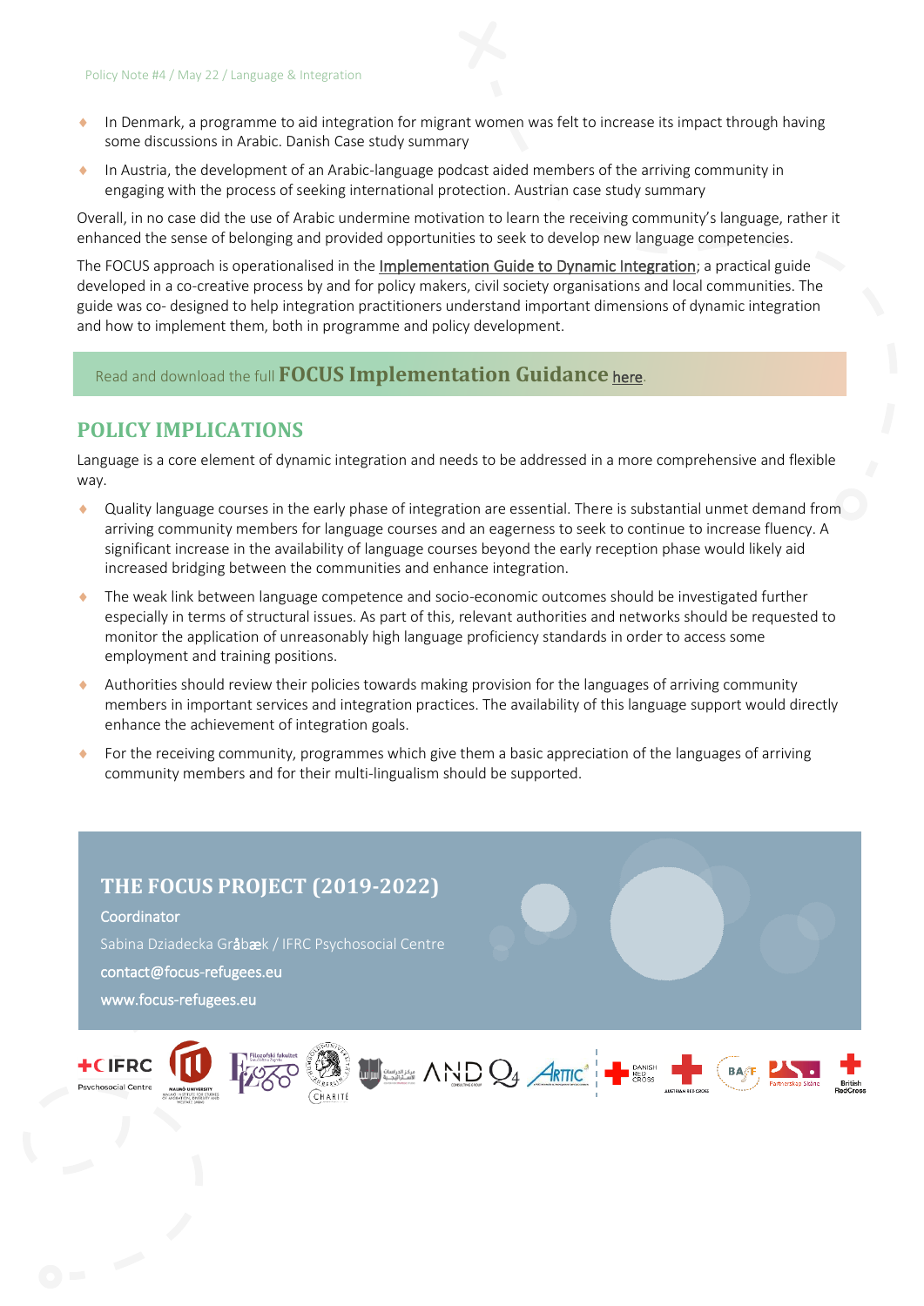- In Denmark, a programme to aid integration for migrant women was felt to increase its impact through having some discussions in Arabic. Danish Case study summary
- In Austria, the development of an Arabic-language podcast aided members of the arriving community in engaging with the process of seeking international protection. Austrian case study summary

Overall, in no case did the use of Arabic undermine motivation to learn the receiving community's language, rather it enhanced the sense of belonging and provided opportunities to seek to develop new language competencies.

The FOCUS approach is operationalised in the Implementation Guide to Dynamic Integration; a practical guide developed in a co-creative process by and for policy makers, civil society organisations and local communities. The guide was co- designed to help integration practitioners understand important dimensions of dynamic integration and how to implement them, both in programme and policy development.

Read and download the full **FOCUS Implementation Guidance** here.

## POLICY IMPLICATIONS

Language is a core element of dynamic integration and needs to be addressed in a more comprehensive and flexible way.

- Quality language courses in the early phase of integration are essential. There is substantial unmet demand from arriving community members for language courses and an eagerness to seek to continue to increase fluency. A significant increase in the availability of language courses beyond the early reception phase would likely aid increased bridging between the communities and enhance integration.
- The weak link between language competence and socio-economic outcomes should be investigated further especially in terms of structural issues. As part of this, relevant authorities and networks should be requested to monitor the application of unreasonably high language proficiency standards in order to access some employment and training positions.
- Authorities should review their policies towards making provision for the languages of arriving community members in important services and integration practices. The availability of this language support would directly enhance the achievement of integration goals.
- For the receiving community, programmes which give them a basic appreciation of the languages of arriving community members and for their multi-lingualism should be supported.

## THE FOCUS PROJECT (2019-2022)

Coordinator

Sabina Dziadecka Gråbæk / IFRC Psychosocial Centre

contact@focus-refugees.eu

www.focus-refugees.eu